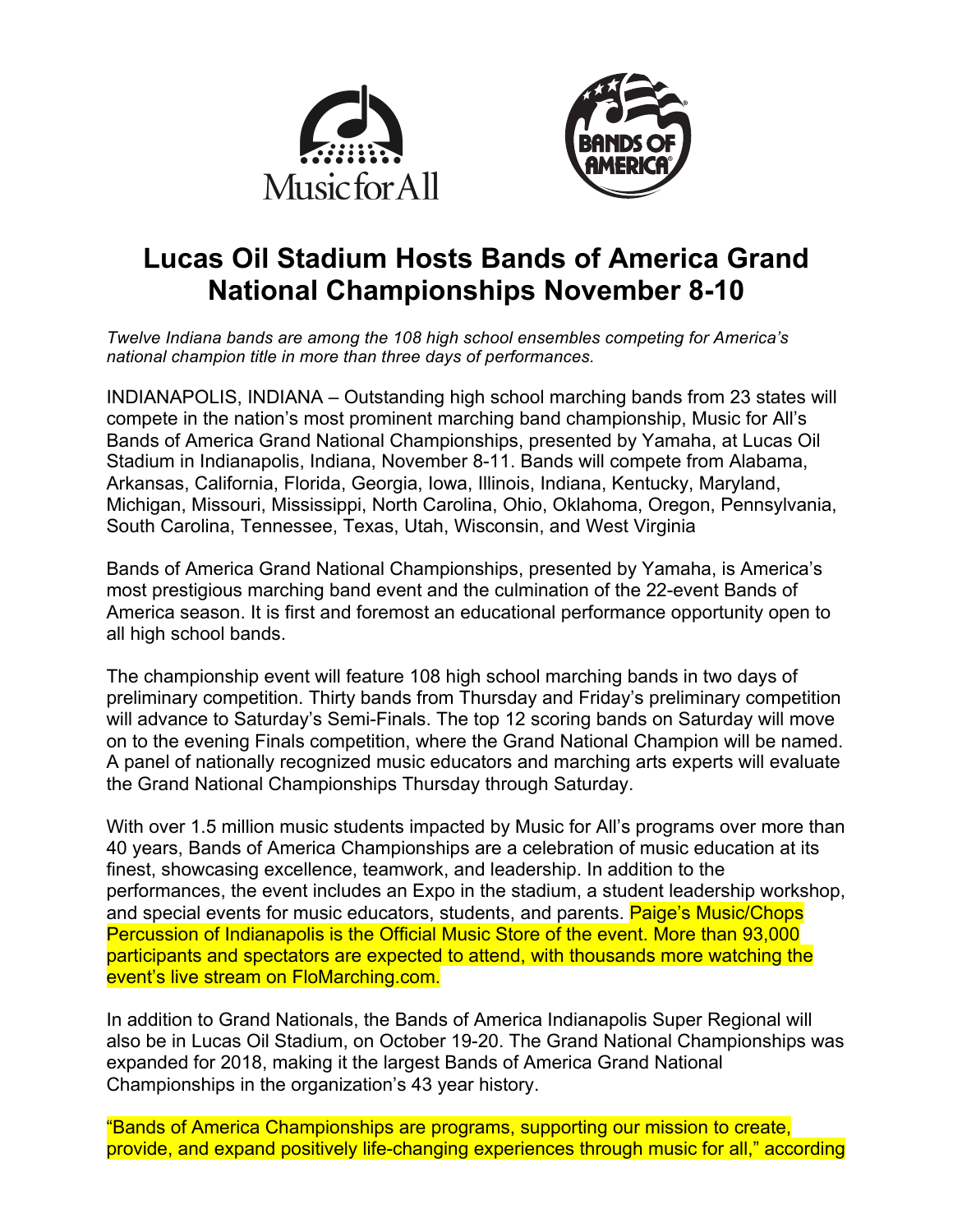# Lucas Oil Stadium Hosts Bands of America Grand National Championships November 8-10

*Twelve Indiana bands are among the 108 high school ensembles competing for America's national champion title in more than three days of performances.*

INDIANAPOLIS, INDIANA – Outstanding high school marching bands from 23 states will compete in the nation's most prominent marching band championship, Music for All's Bands of America Grand National Championships, presented by Yamaha, at Lucas Oil Stadium in Indianapolis, Indiana, November 8-11. Bands will compete from Alabama, Arkansas, California, Florida, Georgia, Iowa, Illinois, Indiana, Kentucky, Maryland, Michigan, Missouri, Mississippi, North Carolina, Ohio, Oklahoma, Oregon, Pennsylvania, South Carolina, Tennessee, Texas, Utah, Wisconsin, and West Virginia

Bands of America Grand National Championships, presented by Yamaha, is America's most prestigious marching band event and the culmination of the 22-event Bands of America season. It is first and foremost an educational performance opportunity open to all high school bands.

The championship event will feature 108 high school marching bands in two days of preliminary competition. Thirty bands from Thursday and Friday's preliminary competition will advance to Saturday's Semi-Finals. The top 12 scoring bands on Saturday will move on to the evening Finals competition, where the Grand National Champion will be named. A panel of nationally recognized music educators and marching arts experts will evaluate the Grand National Championships Thursday through Saturday.

With over 1.5 million music students impacted by Music for All's programs over more than 40 years, Bands of America Championships are a celebration of music education at its finest, showcasing excellence, teamwork, and leadership. In addition to the performances, the event includes an Expo in the stadium, a student leadership workshop, and special events for music educators, students, and parents. Paige's Music/Chops Percussion of Indianapolis is the Official Music Store of the event. More than 93,000 participants and spectators are expected to attend, with thousands more watching the event's live stream on FloMarching.com.

In addition to Grand Nationals, the Bands of America Indianapolis Super Regional will also be in Lucas Oil Stadium, on October 19-20. The Grand National Championships was expanded for 2018, making it the largest Bands of America Grand National Championships in the organization's 43 year history.

"Bands of America Championships are programs, supporting our mission to create, provide, and expand positively life-changing experiences through music for all," according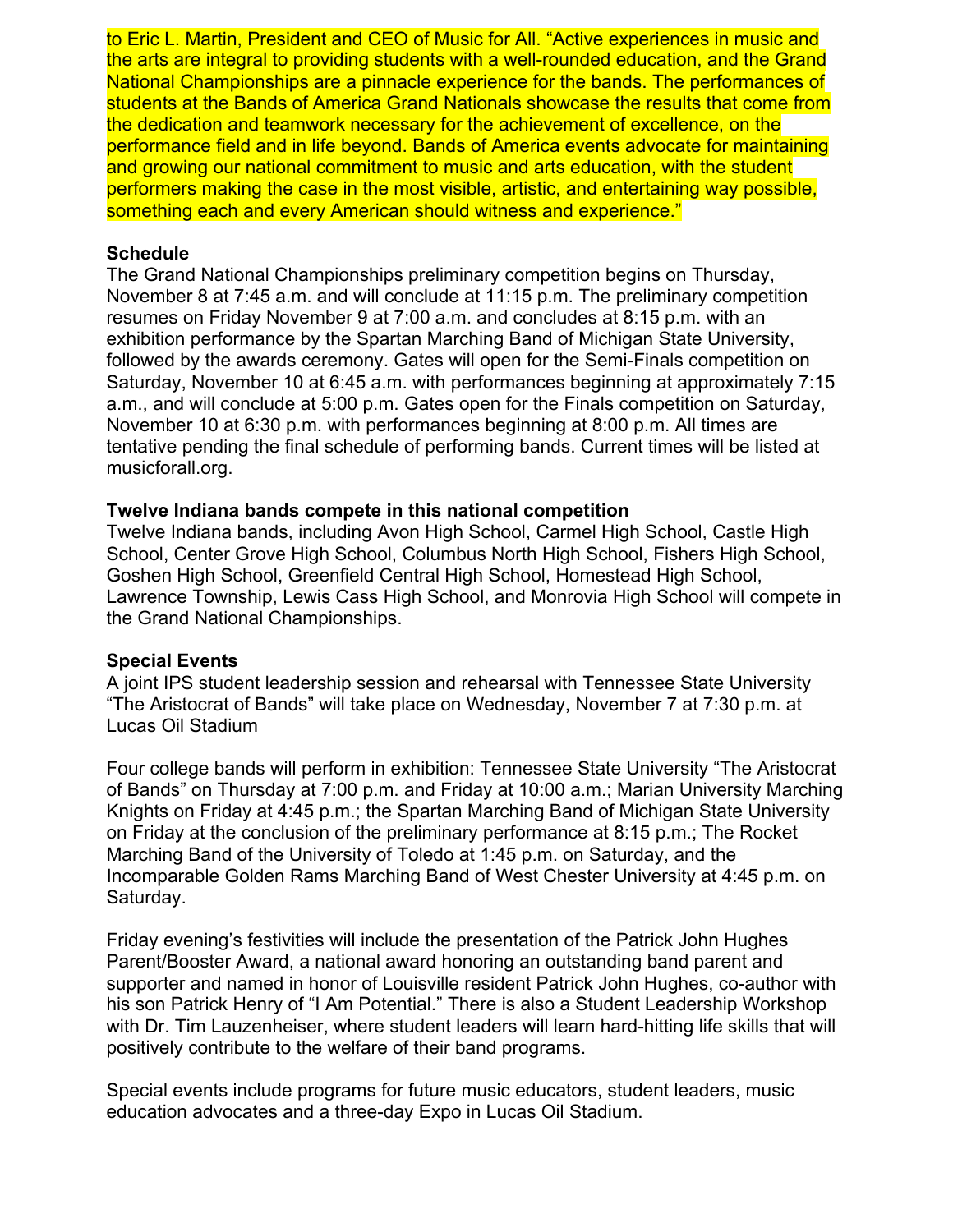to Eric L. Martin, President and CEO of Music for All. “Active experiences in music and the arts are integral to providing students with a well-rounded education, and the Grand National Championships are a pinnacle experience for the bands. The performances of students at the Bands of America Grand Nationals showcase the results that come from the dedication and teamwork necessary for the achievement of excellence, on the performance field and in life beyond. Bands of America events advocate for maintaining and growing our national commitment to music and arts education, with the student performers making the case in the most visible, artistic, and entertaining way possible, something each and every American should witness and experience.”

**Schedule**

The Grand National Championships preliminary competition begins on Thursday, November 8 at 7:45 a.m. and will conclude at 11:15 p.m. The preliminary competition resumes on Friday November 9 at 7:00 a.m. and concludes at 8:15 p.m. with an exhibition performance by the Spartan Marching Band of Michigan State University, followed by the awards ceremony. Gates will open for the Semi-Finals competition on Saturday, November 10 at 6:45 a.m. with performances beginning at approximately 7:15 a.m., and will conclude at 5:00 p.m. Gates open for the Finals competition on Saturday, November 10 at 6:30 p.m. with performances beginning at 8:00 p.m. All times are tentative pending the final schedule of performing bands. Current times will be listed at musicforall.org.

**Twelve Indiana bands compete in this national competition**

Twelve Indiana bands, including Avon High School, Carmel High School, Castle High School, Center Grove High School, Columbus North High School, Fishers High School, Goshen High School, Greenfield Central High School, Homestead High School, Lawrence Township, Lewis Cass High School, and Monrovia High School will compete in the Grand National Championships.

**Special Events**

A joint IPS student leadership session and rehearsal with Tennessee State University “The Aristocrat of Bands” will take place on Wednesday, November 7 at 7:30 p.m. at Lucas Oil Stadium

Four college bands will perform in exhibition: Tennessee State University “The Aristocrat of Bands” on Thursday at 7:00 p.m. and Friday at 10:00 a.m.; Marian University Marching Knights on Friday at 4:45 p.m.; the Spartan Marching Band of Michigan State University on Friday at the conclusion of the preliminary performance at 8:15 p.m.; The Rocket Marching Band of the University of Toledo at 1:45 p.m. on Saturday, and the Incomparable Golden Rams Marching Band of West Chester University at 4:45 p.m. on Saturday.

Friday evening’s festivities will include the presentation of the Patrick John Hughes Parent/Booster Award, a national award honoring an outstanding band parent and supporter and named in honor of Louisville resident Patrick John Hughes, co-author with his son Patrick Henry of “I Am Potential.” There is also a Student Leadership Workshop with Dr. Tim Lauzenheiser, where student leaders will learn hard-hitting life skills that will positively contribute to the welfare of their band programs.

Special events include programs for future music educators, student leaders, music education advocates and a three-day Expo in Lucas Oil Stadium.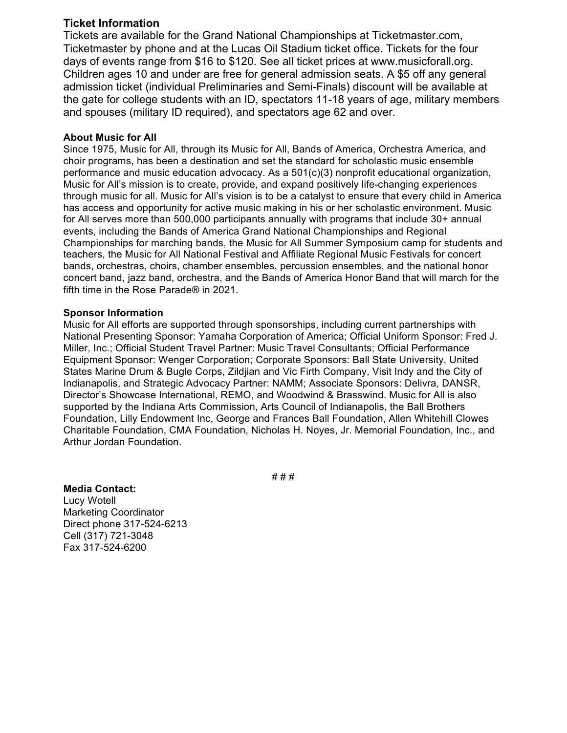**Ticket Information**

Tickets are available for the Grand National Championships at Ticketmaster.com, Ticketmaster by phone and at the Lucas Oil Stadium ticket office. Tickets for the four days of events range from $16 to $120. See all ticket prices at www.musicforall.org. Children ages 10 and under are free for general admission seats. A $5 off any general admission ticket (individual Preliminaries and Semi-Finals) discount will be available at the gate for college students with an ID, spectators 11-18 years of age, military members and spouses (military ID required), and spectators age 62 and over.

**About Music for All**

Since 1975, Music for All, through its Music for All, Bands of America, Orchestra America, and choir programs, has been a destination and set the standard for scholastic music ensemble performance and music education advocacy. As a 501(c)(3) nonprofit educational organization, Music for All's mission is to create, provide, and expand positively life-changing experiences through music for all. Music for All's vision is to be a catalyst to ensure that every child in America has access and opportunity for active music making in his or her scholastic environment. Music for All serves more than 500,000 participants annually with programs that include 30+ annual events, including the Bands of America Grand National Championships and Regional Championships for marching bands, the Music for All Summer Symposium camp for students and teachers, the Music for All National Festival and Affiliate Regional Music Festivals for concert bands, orchestras, choirs, chamber ensembles, percussion ensembles, and the national honor concert band, jazz band, orchestra, and the Bands of America Honor Band that will march for the fifth time in the Rose Parade® in 2021.

**Sponsor Information**

Music for All efforts are supported through sponsorships, including current partnerships with National Presenting Sponsor: Yamaha Corporation of America; Official Uniform Sponsor: Fred J. Miller, Inc.; Official Student Travel Partner: Music Travel Consultants; Official Performance Equipment Sponsor: Wenger Corporation; Corporate Sponsors: Ball State University, United States Marine Drum & Bugle Corps, Zildjian and Vic Firth Company, Visit Indy and the City of Indianapolis, and Strategic Advocacy Partner: NAMM; Associate Sponsors: Delivra, DANSR, Director's Showcase International, REMO, and Woodwind & Brasswind. Music for All is also supported by the Indiana Arts Commission, Arts Council of Indianapolis, the Ball Brothers Foundation, Lilly Endowment Inc, George and Frances Ball Foundation, Allen Whitehill Clowes Charitable Foundation, CMA Foundation, Nicholas H. Noyes, Jr. Memorial Foundation, Inc., and Arthur Jordan Foundation.

# # #

**Media Contact:**
Lucy Wotell
Marketing Coordinator
Direct phone 317-524-6213
Cell (317) 721-3048
Fax 317-524-6200